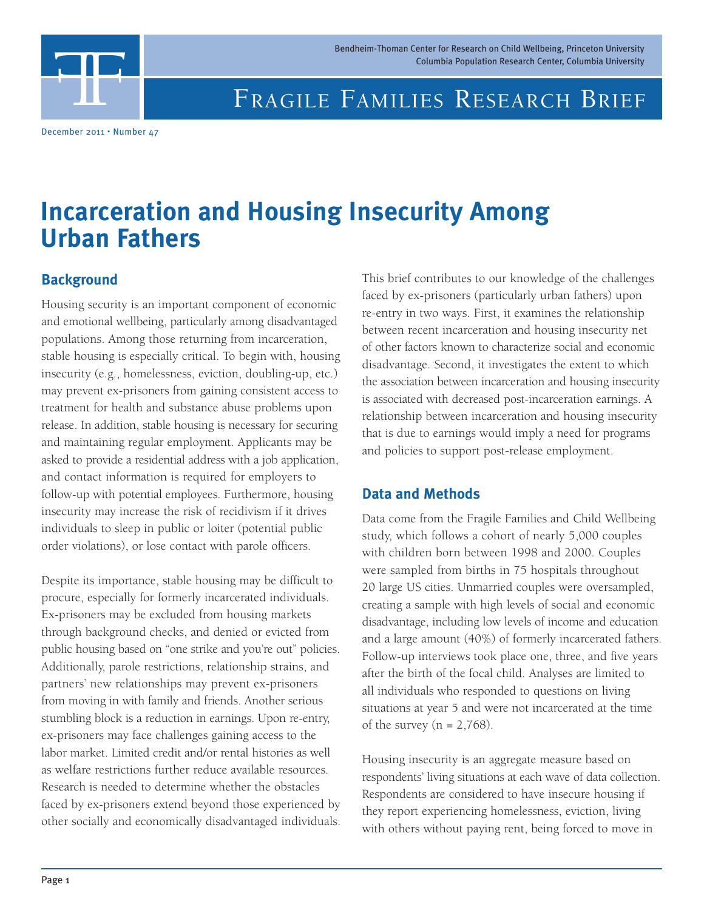Bendheim-Thoman Center for Research on Child Wellbeing, Princeton University
Columbia Population Research Center, Columbia University

# Fragile Families Research Brief

December 2011 • Number 47

# Incarceration and Housing Insecurity Among Urban Fathers

## Background

Housing security is an important component of economic and emotional wellbeing, particularly among disadvantaged populations. Among those returning from incarceration, stable housing is especially critical. To begin with, housing insecurity (e.g., homelessness, eviction, doubling-up, etc.) may prevent ex-prisoners from gaining consistent access to treatment for health and substance abuse problems upon release. In addition, stable housing is necessary for securing and maintaining regular employment. Applicants may be asked to provide a residential address with a job application, and contact information is required for employers to follow-up with potential employees. Furthermore, housing insecurity may increase the risk of recidivism if it drives individuals to sleep in public or loiter (potential public order violations), or lose contact with parole officers.

Despite its importance, stable housing may be difficult to procure, especially for formerly incarcerated individuals. Ex-prisoners may be excluded from housing markets through background checks, and denied or evicted from public housing based on "one strike and you're out" policies. Additionally, parole restrictions, relationship strains, and partners' new relationships may prevent ex-prisoners from moving in with family and friends. Another serious stumbling block is a reduction in earnings. Upon re-entry, ex-prisoners may face challenges gaining access to the labor market. Limited credit and/or rental histories as well as welfare restrictions further reduce available resources. Research is needed to determine whether the obstacles faced by ex-prisoners extend beyond those experienced by other socially and economically disadvantaged individuals.

This brief contributes to our knowledge of the challenges faced by ex-prisoners (particularly urban fathers) upon re-entry in two ways. First, it examines the relationship between recent incarceration and housing insecurity net of other factors known to characterize social and economic disadvantage. Second, it investigates the extent to which the association between incarceration and housing insecurity is associated with decreased post-incarceration earnings. A relationship between incarceration and housing insecurity that is due to earnings would imply a need for programs and policies to support post-release employment.

## Data and Methods

Data come from the Fragile Families and Child Wellbeing study, which follows a cohort of nearly 5,000 couples with children born between 1998 and 2000. Couples were sampled from births in 75 hospitals throughout 20 large US cities. Unmarried couples were oversampled, creating a sample with high levels of social and economic disadvantage, including low levels of income and education and a large amount (40%) of formerly incarcerated fathers. Follow-up interviews took place one, three, and five years after the birth of the focal child. Analyses are limited to all individuals who responded to questions on living situations at year 5 and were not incarcerated at the time of the survey (n = 2,768).

Housing insecurity is an aggregate measure based on respondents' living situations at each wave of data collection. Respondents are considered to have insecure housing if they report experiencing homelessness, eviction, living with others without paying rent, being forced to move in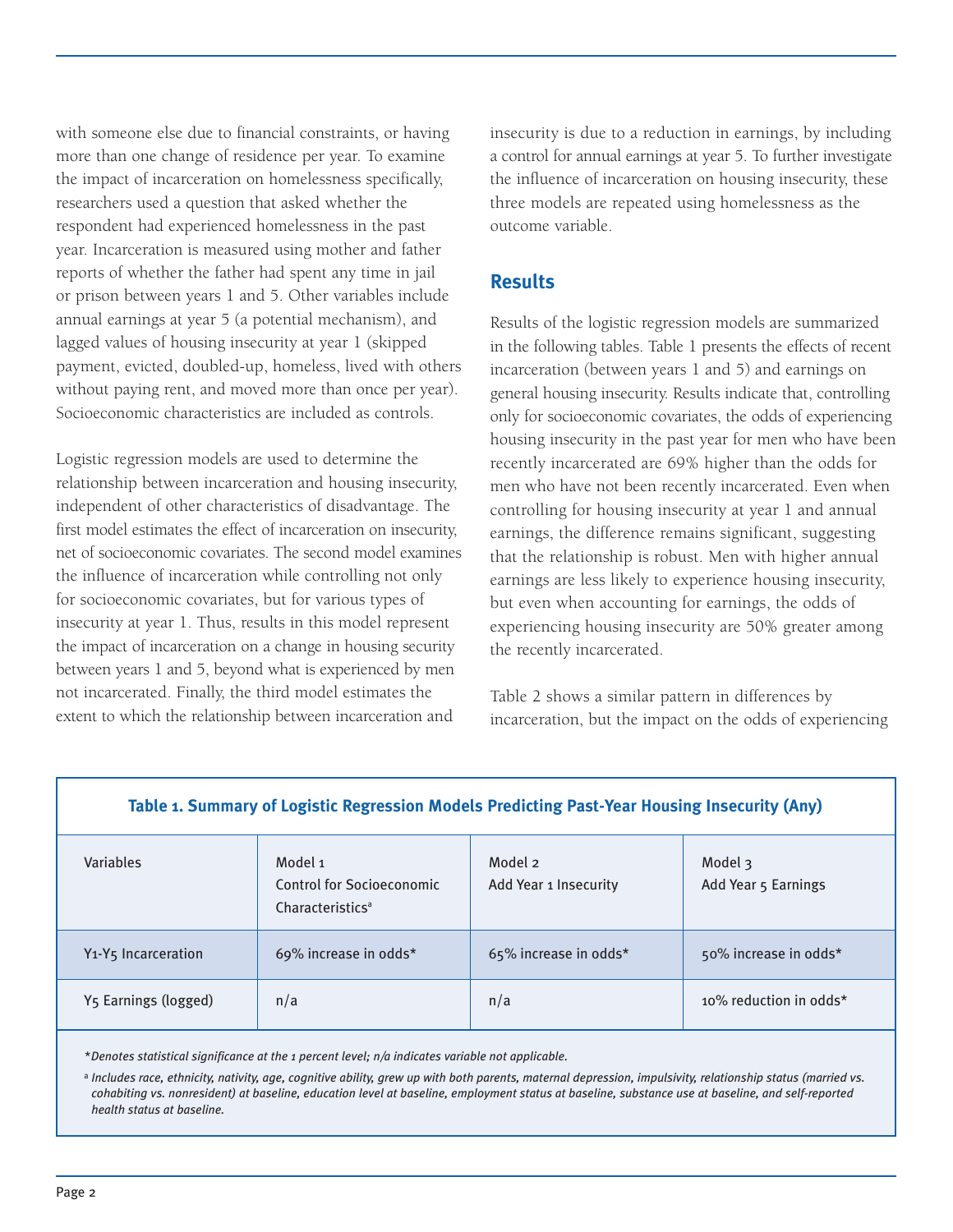with someone else due to financial constraints, or having more than one change of residence per year. To examine the impact of incarceration on homelessness specifically, researchers used a question that asked whether the respondent had experienced homelessness in the past year. Incarceration is measured using mother and father reports of whether the father had spent any time in jail or prison between years 1 and 5. Other variables include annual earnings at year 5 (a potential mechanism), and lagged values of housing insecurity at year 1 (skipped payment, evicted, doubled-up, homeless, lived with others without paying rent, and moved more than once per year). Socioeconomic characteristics are included as controls.

Logistic regression models are used to determine the relationship between incarceration and housing insecurity, independent of other characteristics of disadvantage. The first model estimates the effect of incarceration on insecurity, net of socioeconomic covariates. The second model examines the influence of incarceration while controlling not only for socioeconomic covariates, but for various types of insecurity at year 1. Thus, results in this model represent the impact of incarceration on a change in housing security between years 1 and 5, beyond what is experienced by men not incarcerated. Finally, the third model estimates the extent to which the relationship between incarceration and insecurity is due to a reduction in earnings, by including a control for annual earnings at year 5. To further investigate the influence of incarceration on housing insecurity, these three models are repeated using homelessness as the outcome variable.

## Results

Results of the logistic regression models are summarized in the following tables. Table 1 presents the effects of recent incarceration (between years 1 and 5) and earnings on general housing insecurity. Results indicate that, controlling only for socioeconomic covariates, the odds of experiencing housing insecurity in the past year for men who have been recently incarcerated are 69% higher than the odds for men who have not been recently incarcerated. Even when controlling for housing insecurity at year 1 and annual earnings, the difference remains significant, suggesting that the relationship is robust. Men with higher annual earnings are less likely to experience housing insecurity, but even when accounting for earnings, the odds of experiencing housing insecurity are 50% greater among the recently incarcerated.

Table 2 shows a similar pattern in differences by incarceration, but the impact on the odds of experiencing

**Table 1. Summary of Logistic Regression Models Predicting Past-Year Housing Insecurity (Any)**

| Variables | Model 1 Control for Socioeconomic Characteristics[a] | Model 2 Add Year 1 Insecurity | Model 3 Add Year 5 Earnings |
|---|---|---|---|
| Y1-Y5 Incarceration | 69% increase in odds* | 65% increase in odds* | 50% increase in odds* |
| Y5 Earnings (logged) | n/a | n/a | 10% reduction in odds* |

*\*Denotes statistical significance at the 1 percent level; n/a indicates variable not applicable.*

*[a] Includes race, ethnicity, nativity, age, cognitive ability, grew up with both parents, maternal depression, impulsivity, relationship status (married vs. cohabiting vs. nonresident) at baseline, education level at baseline, employment status at baseline, substance use at baseline, and self-reported health status at baseline.*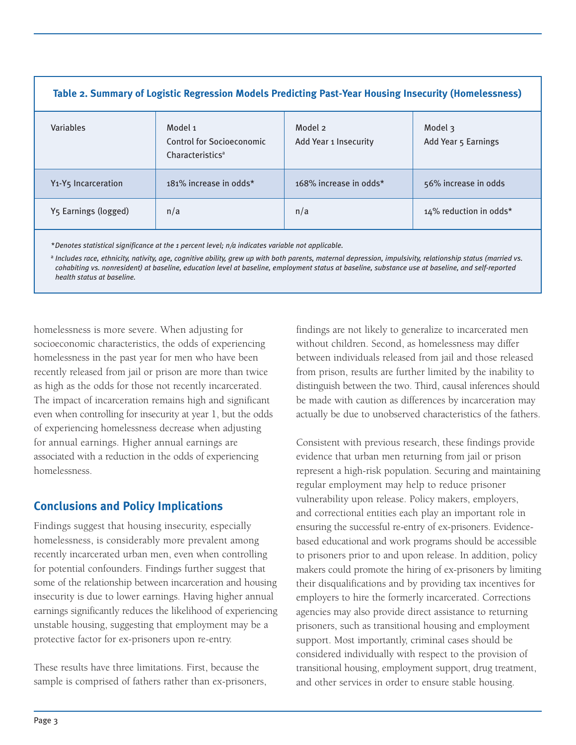**Table 2. Summary of Logistic Regression Models Predicting Past-Year Housing Insecurity (Homelessness)**

| Variables | Model 1 Control for Socioeconomic Characteristics[a] | Model 2 Add Year 1 Insecurity | Model 3 Add Year 5 Earnings |
|---|---|---|---|
| Y1-Y5 Incarceration | 181% increase in odds* | 168% increase in odds* | 56% increase in odds |
| Y5 Earnings (logged) | n/a | n/a | 14% reduction in odds* |

*\*Denotes statistical significance at the 1 percent level; n/a indicates variable not applicable.*

*[a] Includes race, ethnicity, nativity, age, cognitive ability, grew up with both parents, maternal depression, impulsivity, relationship status (married vs. cohabiting vs. nonresident) at baseline, education level at baseline, employment status at baseline, substance use at baseline, and self-reported health status at baseline.*

homelessness is more severe. When adjusting for socioeconomic characteristics, the odds of experiencing homelessness in the past year for men who have been recently released from jail or prison are more than twice as high as the odds for those not recently incarcerated. The impact of incarceration remains high and significant even when controlling for insecurity at year 1, but the odds of experiencing homelessness decrease when adjusting for annual earnings. Higher annual earnings are associated with a reduction in the odds of experiencing homelessness.

## Conclusions and Policy Implications

Findings suggest that housing insecurity, especially homelessness, is considerably more prevalent among recently incarcerated urban men, even when controlling for potential confounders. Findings further suggest that some of the relationship between incarceration and housing insecurity is due to lower earnings. Having higher annual earnings significantly reduces the likelihood of experiencing unstable housing, suggesting that employment may be a protective factor for ex-prisoners upon re-entry.

These results have three limitations. First, because the sample is comprised of fathers rather than ex-prisoners, findings are not likely to generalize to incarcerated men without children. Second, as homelessness may differ between individuals released from jail and those released from prison, results are further limited by the inability to distinguish between the two. Third, causal inferences should be made with caution as differences by incarceration may actually be due to unobserved characteristics of the fathers.

Consistent with previous research, these findings provide evidence that urban men returning from jail or prison represent a high-risk population. Securing and maintaining regular employment may help to reduce prisoner vulnerability upon release. Policy makers, employers, and correctional entities each play an important role in ensuring the successful re-entry of ex-prisoners. Evidence-based educational and work programs should be accessible to prisoners prior to and upon release. In addition, policy makers could promote the hiring of ex-prisoners by limiting their disqualifications and by providing tax incentives for employers to hire the formerly incarcerated. Corrections agencies may also provide direct assistance to returning prisoners, such as transitional housing and employment support. Most importantly, criminal cases should be considered individually with respect to the provision of transitional housing, employment support, drug treatment, and other services in order to ensure stable housing.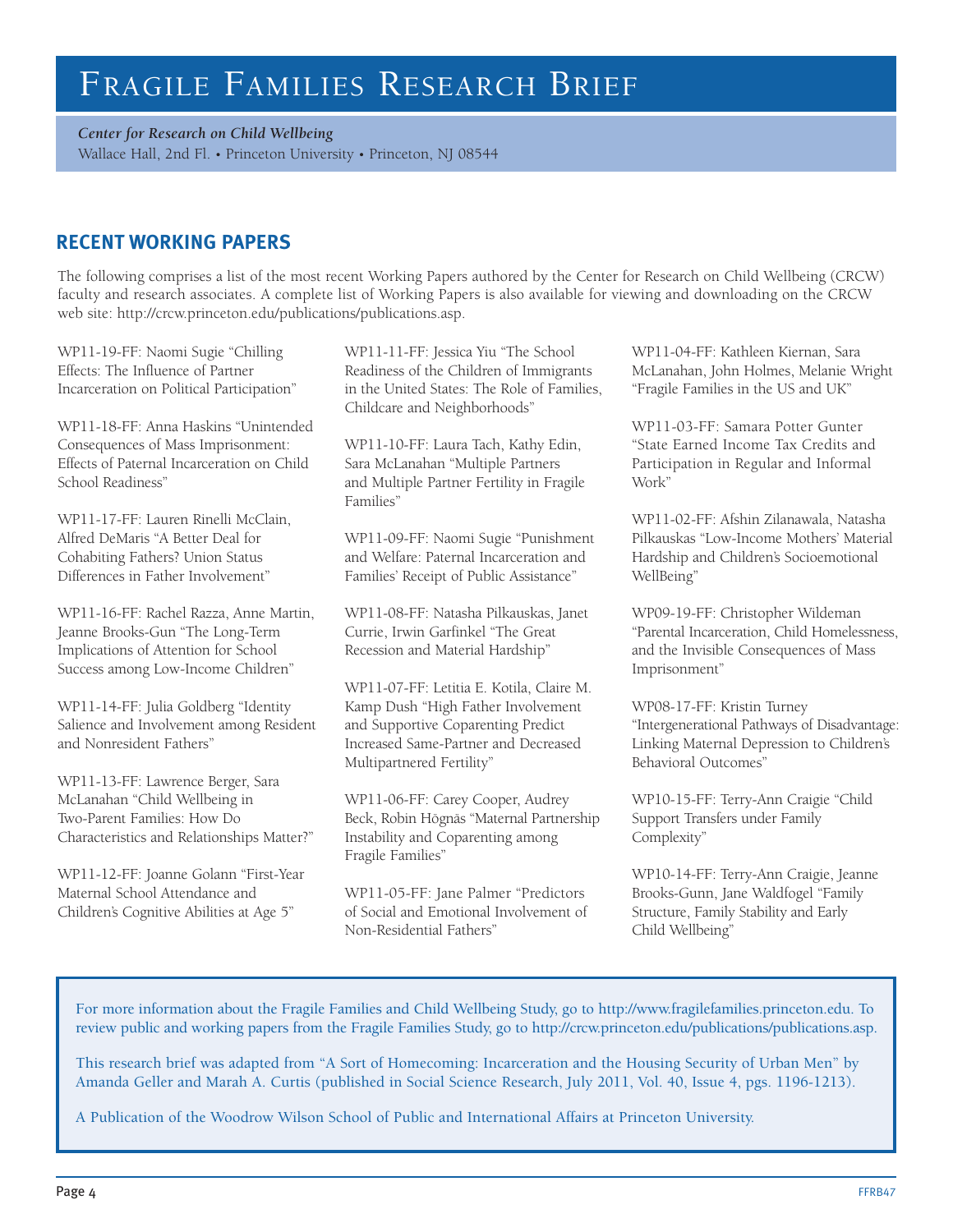# Fragile Families Research Brief

***Center for Research on Child Wellbeing***
Wallace Hall, 2nd Fl. • Princeton University • Princeton, NJ 08544

## RECENT WORKING PAPERS

The following comprises a list of the most recent Working Papers authored by the Center for Research on Child Wellbeing (CRCW) faculty and research associates. A complete list of Working Papers is also available for viewing and downloading on the CRCW web site: http://crcw.princeton.edu/publications/publications.asp.

WP11-19-FF: Naomi Sugie "Chilling Effects: The Influence of Partner Incarceration on Political Participation"

WP11-18-FF: Anna Haskins "Unintended Consequences of Mass Imprisonment: Effects of Paternal Incarceration on Child School Readiness"

WP11-17-FF: Lauren Rinelli McClain, Alfred DeMaris "A Better Deal for Cohabiting Fathers? Union Status Differences in Father Involvement"

WP11-16-FF: Rachel Razza, Anne Martin, Jeanne Brooks-Gun "The Long-Term Implications of Attention for School Success among Low-Income Children"

WP11-14-FF: Julia Goldberg "Identity Salience and Involvement among Resident and Nonresident Fathers"

WP11-13-FF: Lawrence Berger, Sara McLanahan "Child Wellbeing in Two-Parent Families: How Do Characteristics and Relationships Matter?"

WP11-12-FF: Joanne Golann "First-Year Maternal School Attendance and Children's Cognitive Abilities at Age 5"

WP11-11-FF: Jessica Yiu "The School Readiness of the Children of Immigrants in the United States: The Role of Families, Childcare and Neighborhoods"

WP11-10-FF: Laura Tach, Kathy Edin, Sara McLanahan "Multiple Partners and Multiple Partner Fertility in Fragile Families"

WP11-09-FF: Naomi Sugie "Punishment and Welfare: Paternal Incarceration and Families' Receipt of Public Assistance"

WP11-08-FF: Natasha Pilkauskas, Janet Currie, Irwin Garfinkel "The Great Recession and Material Hardship"

WP11-07-FF: Letitia E. Kotila, Claire M. Kamp Dush "High Father Involvement and Supportive Coparenting Predict Increased Same-Partner and Decreased Multipartnered Fertility"

WP11-06-FF: Carey Cooper, Audrey Beck, Robin Högnäs "Maternal Partnership Instability and Coparenting among Fragile Families"

WP11-05-FF: Jane Palmer "Predictors of Social and Emotional Involvement of Non-Residential Fathers"

WP11-04-FF: Kathleen Kiernan, Sara McLanahan, John Holmes, Melanie Wright "Fragile Families in the US and UK"

WP11-03-FF: Samara Potter Gunter "State Earned Income Tax Credits and Participation in Regular and Informal Work"

WP11-02-FF: Afshin Zilanawala, Natasha Pilkauskas "Low-Income Mothers' Material Hardship and Children's Socioemotional WellBeing"

WP09-19-FF: Christopher Wildeman "Parental Incarceration, Child Homelessness, and the Invisible Consequences of Mass Imprisonment"

WP08-17-FF: Kristin Turney "Intergenerational Pathways of Disadvantage: Linking Maternal Depression to Children's Behavioral Outcomes"

WP10-15-FF: Terry-Ann Craigie "Child Support Transfers under Family Complexity"

WP10-14-FF: Terry-Ann Craigie, Jeanne Brooks-Gunn, Jane Waldfogel "Family Structure, Family Stability and Early Child Wellbeing"

For more information about the Fragile Families and Child Wellbeing Study, go to http://www.fragilefamilies.princeton.edu. To review public and working papers from the Fragile Families Study, go to http://crcw.princeton.edu/publications/publications.asp.

This research brief was adapted from "A Sort of Homecoming: Incarceration and the Housing Security of Urban Men" by Amanda Geller and Marah A. Curtis (published in Social Science Research, July 2011, Vol. 40, Issue 4, pgs. 1196-1213).

A Publication of the Woodrow Wilson School of Public and International Affairs at Princeton University.